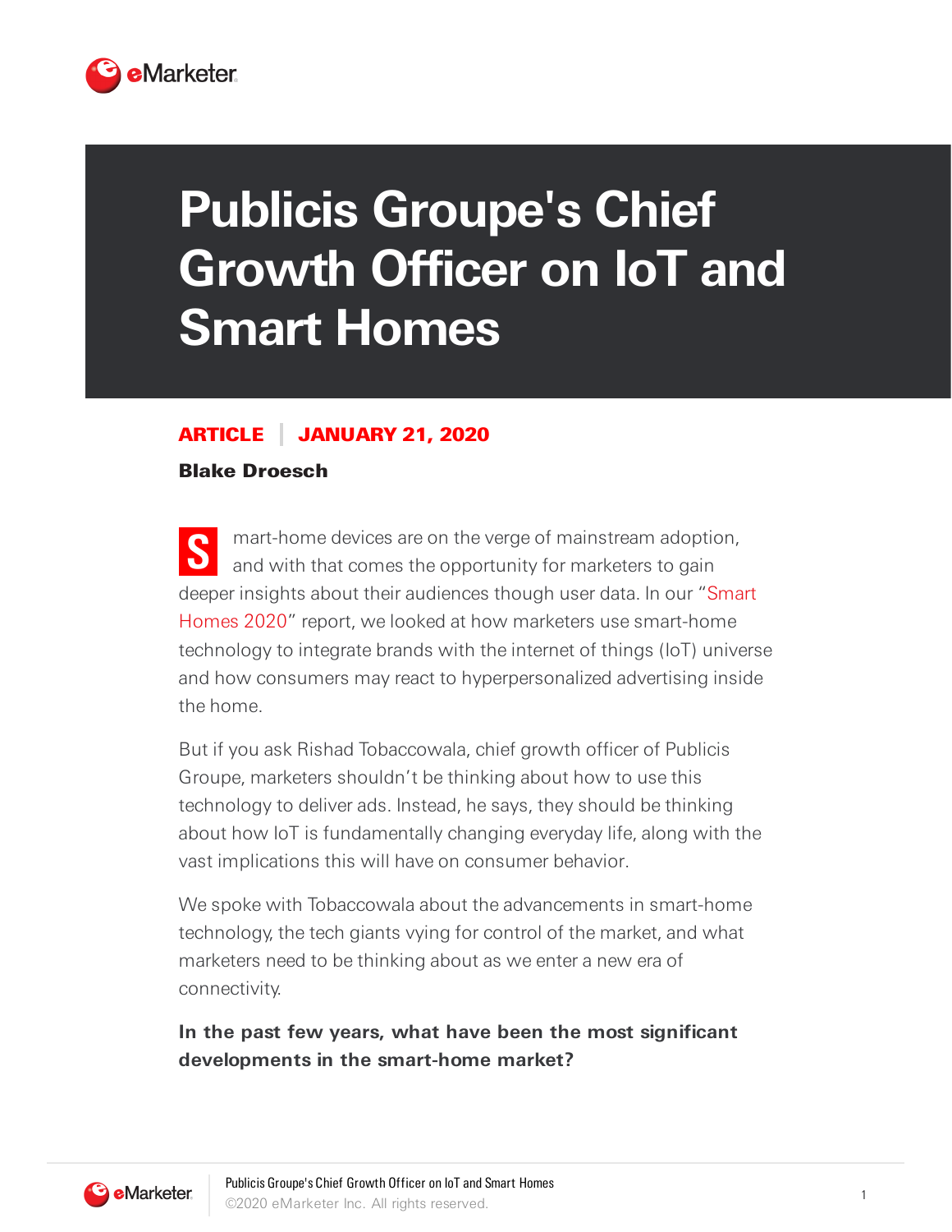# Publicis Groupe's Chief Growth Officer on IoT and Smart Homes

**ARTICLE | JANUARY 21, 2020**

**Blake Droesch**

Smart-home devices are on the verge of mainstream adoption, and with that comes the opportunity for marketers to gain deeper insights about their audiences though user data. In our "Smart Homes 2020" report, we looked at how marketers use smart-home technology to integrate brands with the internet of things (IoT) universe and how consumers may react to hyperpersonalized advertising inside the home.

But if you ask Rishad Tobaccowala, chief growth officer of Publicis Groupe, marketers shouldn't be thinking about how to use this technology to deliver ads. Instead, he says, they should be thinking about how IoT is fundamentally changing everyday life, along with the vast implications this will have on consumer behavior.

We spoke with Tobaccowala about the advancements in smart-home technology, the tech giants vying for control of the market, and what marketers need to be thinking about as we enter a new era of connectivity.

**In the past few years, what have been the most significant developments in the smart-home market?**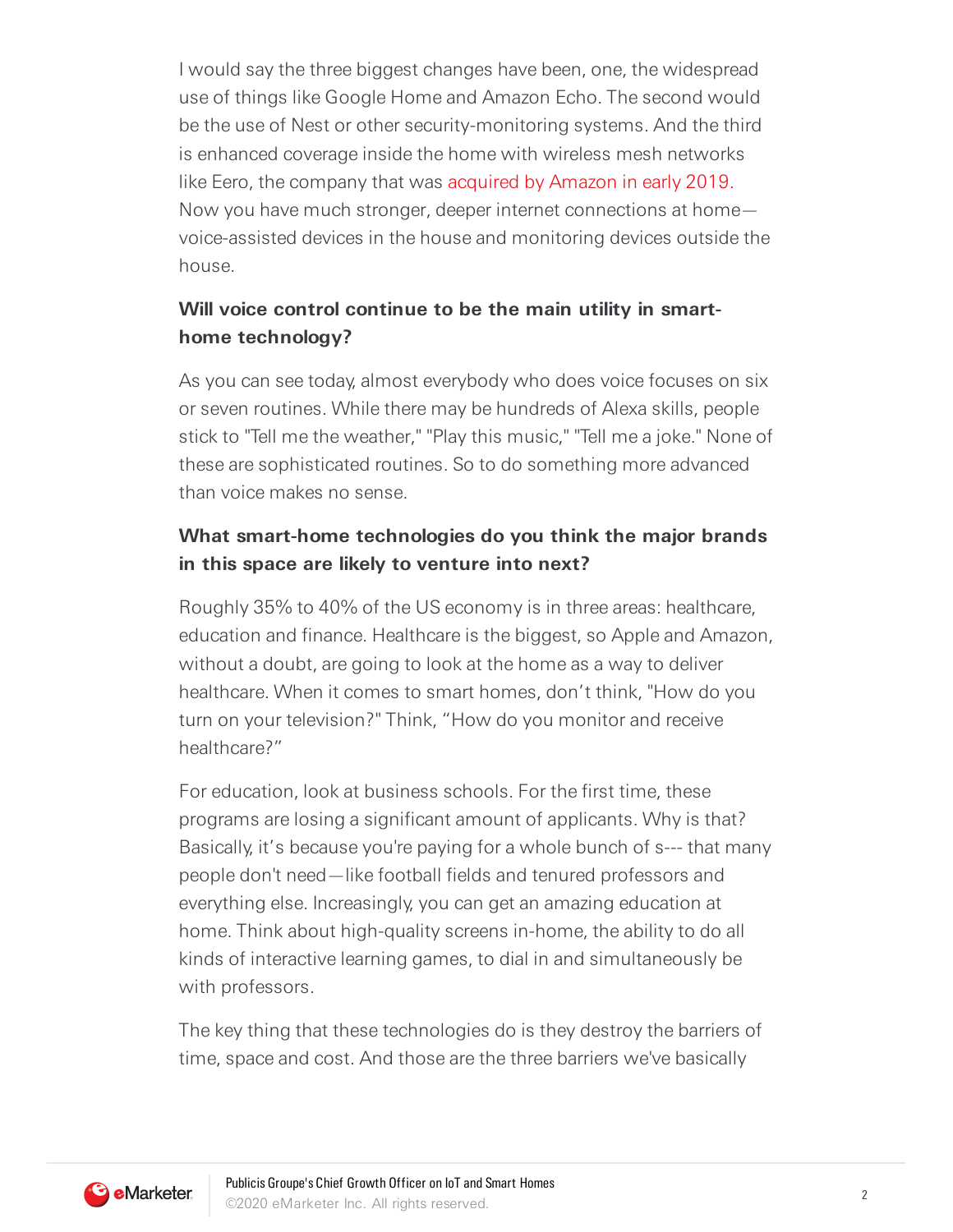I would say the three biggest changes have been, one, the widespread use of things like Google Home and Amazon Echo. The second would be the use of Nest or other security-monitoring systems. And the third is enhanced coverage inside the home with wireless mesh networks like Eero, the company that was acquired by Amazon in early 2019. Now you have much stronger, deeper internet connections at home—voice-assisted devices in the house and monitoring devices outside the house.

**Will voice control continue to be the main utility in smart-home technology?**

As you can see today, almost everybody who does voice focuses on six or seven routines. While there may be hundreds of Alexa skills, people stick to "Tell me the weather," "Play this music," "Tell me a joke." None of these are sophisticated routines. So to do something more advanced than voice makes no sense.

**What smart-home technologies do you think the major brands in this space are likely to venture into next?**

Roughly 35% to 40% of the US economy is in three areas: healthcare, education and finance. Healthcare is the biggest, so Apple and Amazon, without a doubt, are going to look at the home as a way to deliver healthcare. When it comes to smart homes, don't think, "How do you turn on your television?" Think, "How do you monitor and receive healthcare?"

For education, look at business schools. For the first time, these programs are losing a significant amount of applicants. Why is that? Basically, it's because you're paying for a whole bunch of s--- that many people don't need—like football fields and tenured professors and everything else. Increasingly, you can get an amazing education at home. Think about high-quality screens in-home, the ability to do all kinds of interactive learning games, to dial in and simultaneously be with professors.

The key thing that these technologies do is they destroy the barriers of time, space and cost. And those are the three barriers we've basically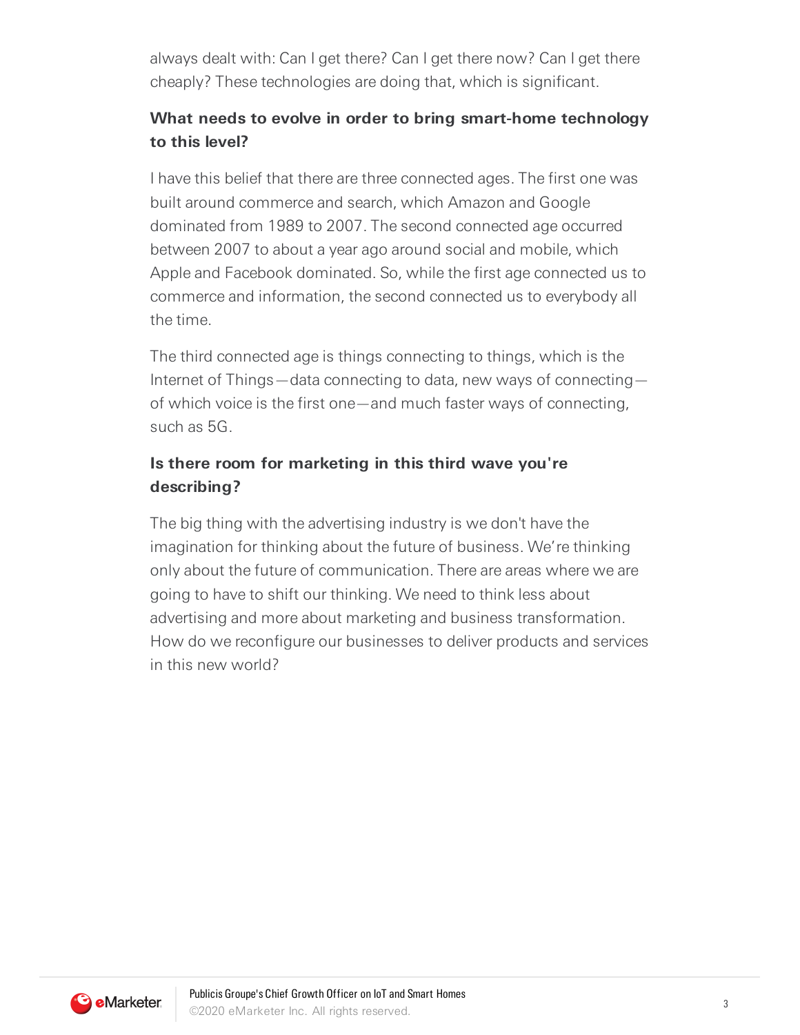always dealt with: Can I get there? Can I get there now? Can I get there cheaply? These technologies are doing that, which is significant.

**What needs to evolve in order to bring smart-home technology to this level?**

I have this belief that there are three connected ages. The first one was built around commerce and search, which Amazon and Google dominated from 1989 to 2007. The second connected age occurred between 2007 to about a year ago around social and mobile, which Apple and Facebook dominated. So, while the first age connected us to commerce and information, the second connected us to everybody all the time.

The third connected age is things connecting to things, which is the Internet of Things—data connecting to data, new ways of connecting—of which voice is the first one—and much faster ways of connecting, such as 5G.

**Is there room for marketing in this third wave you're describing?**

The big thing with the advertising industry is we don't have the imagination for thinking about the future of business. We're thinking only about the future of communication. There are areas where we are going to have to shift our thinking. We need to think less about advertising and more about marketing and business transformation. How do we reconfigure our businesses to deliver products and services in this new world?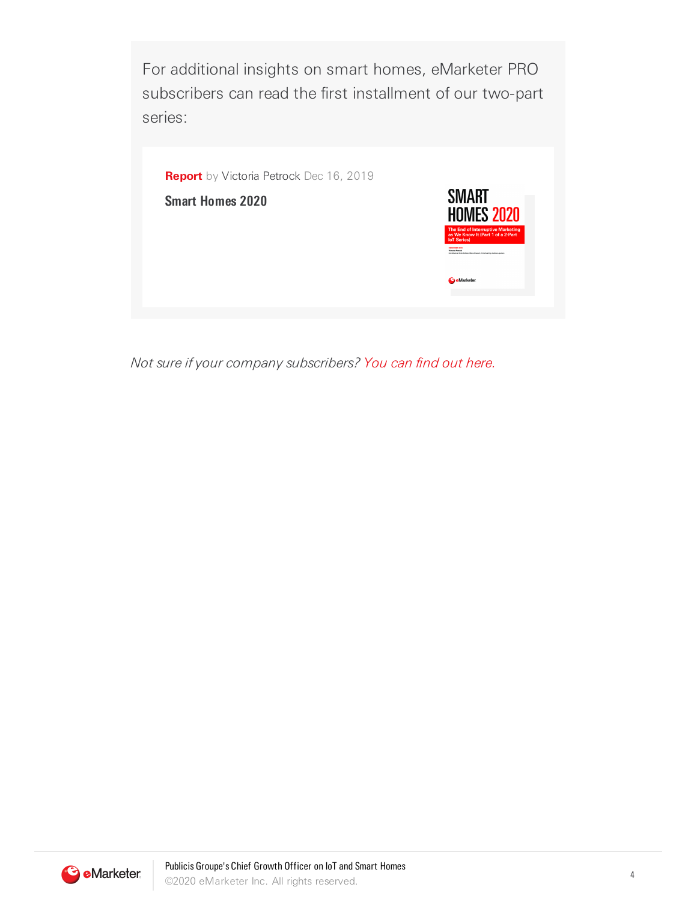For additional insights on smart homes, eMarketer PRO subscribers can read the first installment of our two-part series:

**Report** by Victoria Petrock Dec 16, 2019

**Smart Homes 2020**

*Not sure if your company subscribers? You can find out here.*